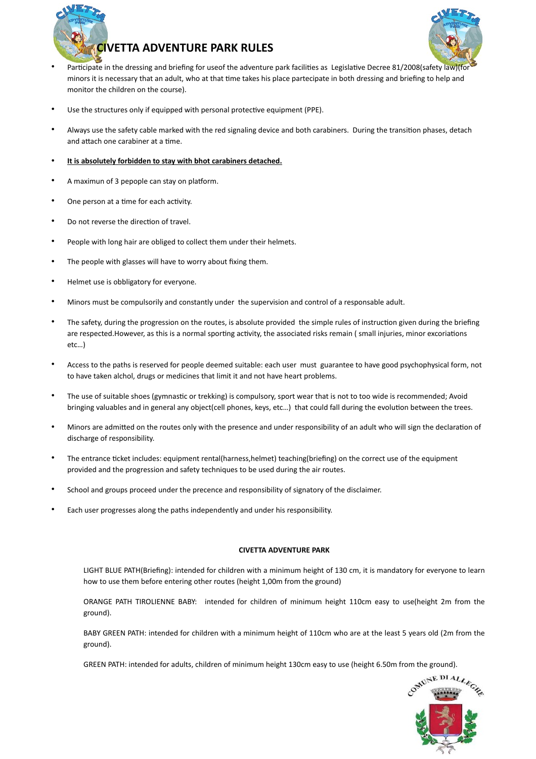# CIVETTA ADVENTURE PARK RULES

- Participate in the dressing and briefing for useof the adventure park facilities as Legislative Decree 81/2008(safety law)(for minors it is necessary that an adult, who at that time takes his place partecipate in both dressing and briefing to help and monitor the children on the course).
- Use the structures only if equipped with personal protective equipment (PPE).
- Always use the safety cable marked with the red signaling device and both carabiners. During the transition phases, detach and attach one carabiner at a time.
- **It is absolutely forbidden to stay with bhot carabiners detached.**
- A maximun of 3 pepople can stay on platform.
- One person at a time for each activity.
- Do not reverse the direction of travel.
- People with long hair are obliged to collect them under their helmets.
- The people with glasses will have to worry about fixing them.
- Helmet use is obbligatory for everyone.
- Minors must be compulsorily and constantly under the supervision and control of a responsable adult.
- The safety, during the progression on the routes, is absolute provided the simple rules of instruction given during the briefing are respected.However, as this is a normal sporting activity, the associated risks remain ( small injuries, minor excoriations etc…)
- Access to the paths is reserved for people deemed suitable: each user must guarantee to have good psychophysical form, not to have taken alchol, drugs or medicines that limit it and not have heart problems.
- The use of suitable shoes (gymnastic or trekking) is compulsory, sport wear that is not to too wide is recommended; Avoid bringing valuables and in general any object(cell phones, keys, etc…) that could fall during the evolution between the trees.
- Minors are admitted on the routes only with the presence and under responsibility of an adult who will sign the declaration of discharge of responsibility.
- The entrance ticket includes: equipment rental(harness,helmet) teaching(briefing) on the correct use of the equipment provided and the progression and safety techniques to be used during the air routes.
- School and groups proceed under the precence and responsibility of signatory of the disclaimer.
- Each user progresses along the paths independently and under his responsibility.

**CIVETTA ADVENTURE PARK**

LIGHT BLUE PATH(Briefing): intended for children with a minimum height of 130 cm, it is mandatory for everyone to learn how to use them before entering other routes (height 1,00m from the ground)

ORANGE PATH TIROLIENNE BABY: intended for children of minimum height 110cm easy to use(height 2m from the ground).

BABY GREEN PATH: intended for children with a minimum height of 110cm who are at the least 5 years old (2m from the ground).

GREEN PATH: intended for adults, children of minimum height 130cm easy to use (height 6.50m from the ground).

COMUNE DI ALLEGHE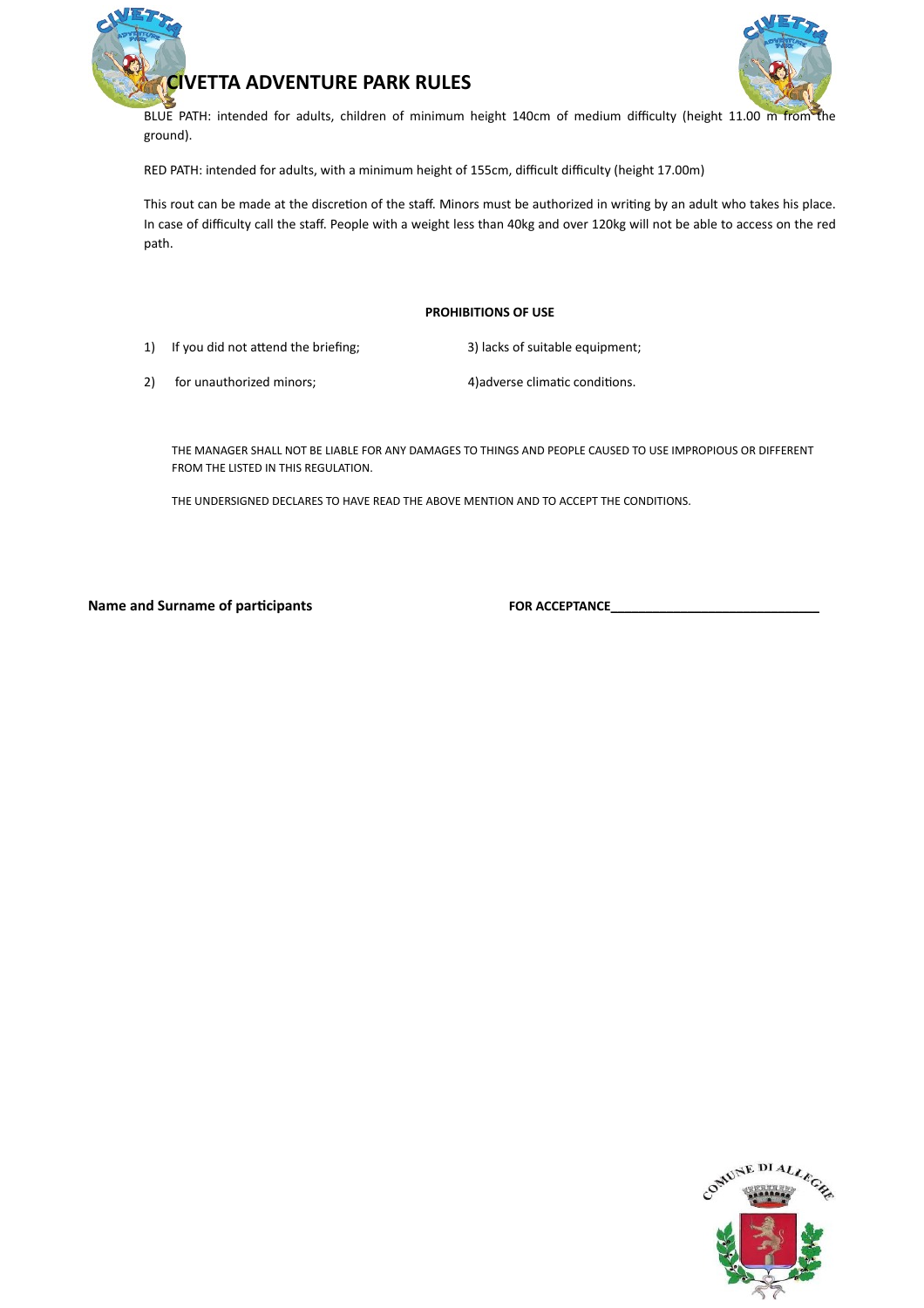# CIVETTA ADVENTURE PARK RULES

BLUE PATH: intended for adults, children of minimum height 140cm of medium difficulty (height 11.00 m from the ground).

RED PATH: intended for adults, with a minimum height of 155cm, difficult difficulty (height 17.00m)

This rout can be made at the discretion of the staff. Minors must be authorized in writing by an adult who takes his place. In case of difficulty call the staff. People with a weight less than 40kg and over 120kg will not be able to access on the red path.

**PROHIBITIONS OF USE**

1) If you did not attend the briefing;
2) for unauthorized minors;
3) lacks of suitable equipment;
4) adverse climatic conditions.

THE MANAGER SHALL NOT BE LIABLE FOR ANY DAMAGES TO THINGS AND PEOPLE CAUSED TO USE IMPROPIOUS OR DIFFERENT FROM THE LISTED IN THIS REGULATION.

THE UNDERSIGNED DECLARES TO HAVE READ THE ABOVE MENTION AND TO ACCEPT THE CONDITIONS.

**Name and Surname of participants** **FOR ACCEPTANCE**______________________________

COMUNE DI ALLEGHE